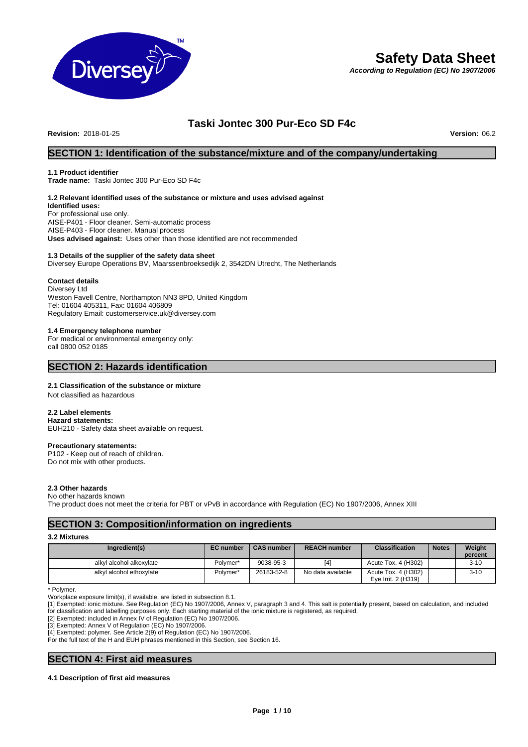# Safety Data Sheet

***According to Regulation (EC) No 1907/2006***

## Taski Jontec 300 Pur-Eco SD F4c

**Revision:** 2018-01-25 **Version:** 06.2

## SECTION 1: Identification of the substance/mixture and of the company/undertaking

### 1.1 Product identifier

**Trade name:** Taski Jontec 300 Pur-Eco SD F4c

### 1.2 Relevant identified uses of the substance or mixture and uses advised against

**Identified uses:**
For professional use only.
AISE-P401 - Floor cleaner. Semi-automatic process
AISE-P403 - Floor cleaner. Manual process
**Uses advised against:** Uses other than those identified are not recommended

### 1.3 Details of the supplier of the safety data sheet

Diversey Europe Operations BV, Maarssenbroeksedijk 2, 3542DN Utrecht, The Netherlands

**Contact details**
Diversey Ltd
Weston Favell Centre, Northampton NN3 8PD, United Kingdom
Tel: 01604 405311, Fax: 01604 406809
Regulatory Email: customerservice.uk@diversey.com

### 1.4 Emergency telephone number

For medical or environmental emergency only:
call 0800 052 0185

## SECTION 2: Hazards identification

### 2.1 Classification of the substance or mixture

Not classified as hazardous

### 2.2 Label elements

**Hazard statements:**
EUH210 - Safety data sheet available on request.

**Precautionary statements:**
P102 - Keep out of reach of children.
Do not mix with other products.

### 2.3 Other hazards

No other hazards known
The product does not meet the criteria for PBT or vPvB in accordance with Regulation (EC) No 1907/2006, Annex XIII

## SECTION 3: Composition/information on ingredients

### 3.2 Mixtures

| Ingredient(s) | EC number | CAS number | REACH number | Classification | Notes | Weight percent |
|---|---|---|---|---|---|---|
| alkyl alcohol alkoxylate | Polymer* | 9038-95-3 | [4] | Acute Tox. 4 (H302) | | 3-10 |
| alkyl alcohol ethoxylate | Polymer* | 26183-52-8 | No data available | Acute Tox. 4 (H302)<br>Eye Irrit. 2 (H319) | | 3-10 |

\* Polymer.

Workplace exposure limit(s), if available, are listed in subsection 8.1.

[1] Exempted: ionic mixture. See Regulation (EC) No 1907/2006, Annex V, paragraph 3 and 4. This salt is potentially present, based on calculation, and included for classification and labelling purposes only. Each starting material of the ionic mixture is registered, as required.
[2] Exempted: included in Annex IV of Regulation (EC) No 1907/2006.
[3] Exempted: Annex V of Regulation (EC) No 1907/2006.
[4] Exempted: polymer. See Article 2(9) of Regulation (EC) No 1907/2006.
For the full text of the H and EUH phrases mentioned in this Section, see Section 16.

## SECTION 4: First aid measures

### 4.1 Description of first aid measures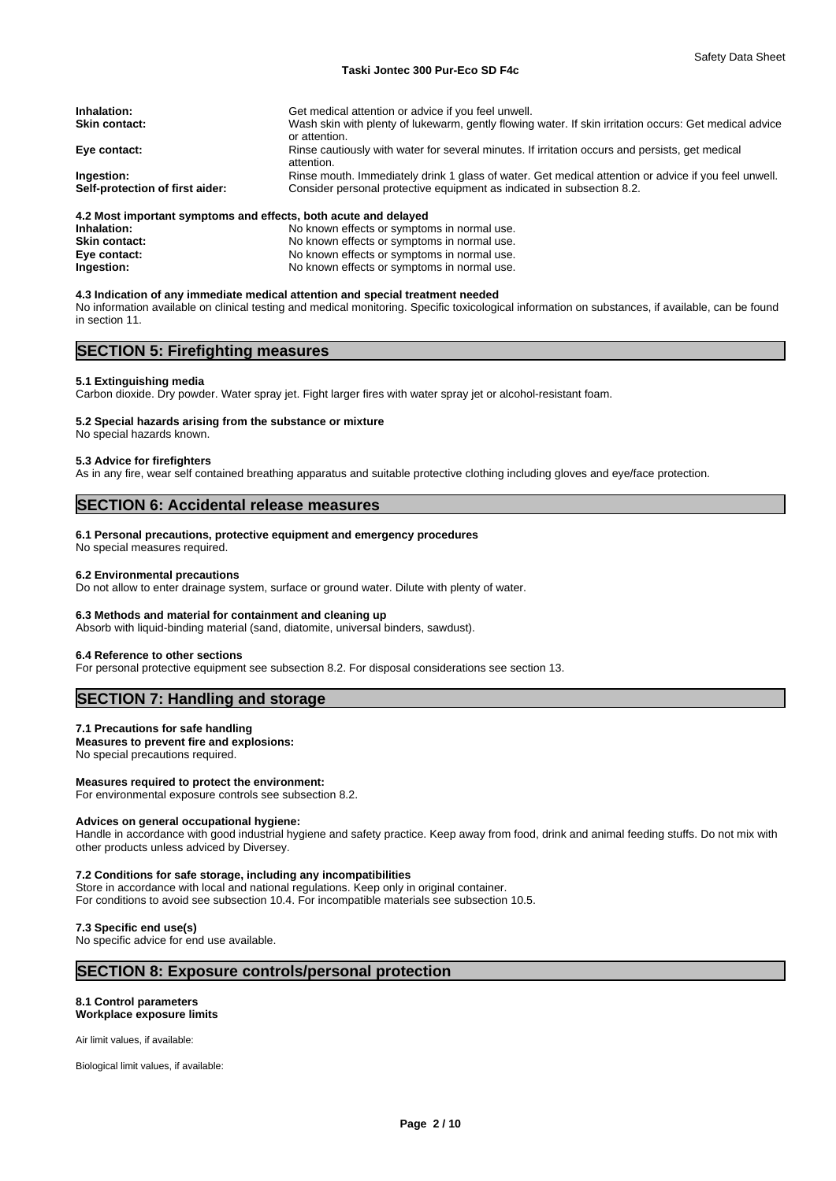**Inhalation:** Get medical attention or advice if you feel unwell.
**Skin contact:** Wash skin with plenty of lukewarm, gently flowing water. If skin irritation occurs: Get medical advice or attention.
**Eye contact:** Rinse cautiously with water for several minutes. If irritation occurs and persists, get medical attention.
**Ingestion:** Rinse mouth. Immediately drink 1 glass of water. Get medical attention or advice if you feel unwell.
**Self-protection of first aider:** Consider personal protective equipment as indicated in subsection 8.2.

**4.2 Most important symptoms and effects, both acute and delayed**

**Inhalation:** No known effects or symptoms in normal use.
**Skin contact:** No known effects or symptoms in normal use.
**Eye contact:** No known effects or symptoms in normal use.
**Ingestion:** No known effects or symptoms in normal use.

**4.3 Indication of any immediate medical attention and special treatment needed**

No information available on clinical testing and medical monitoring. Specific toxicological information on substances, if available, can be found in section 11.

## SECTION 5: Firefighting measures

**5.1 Extinguishing media**

Carbon dioxide. Dry powder. Water spray jet. Fight larger fires with water spray jet or alcohol-resistant foam.

**5.2 Special hazards arising from the substance or mixture**

No special hazards known.

**5.3 Advice for firefighters**

As in any fire, wear self contained breathing apparatus and suitable protective clothing including gloves and eye/face protection.

## SECTION 6: Accidental release measures

**6.1 Personal precautions, protective equipment and emergency procedures**

No special measures required.

**6.2 Environmental precautions**

Do not allow to enter drainage system, surface or ground water. Dilute with plenty of water.

**6.3 Methods and material for containment and cleaning up**

Absorb with liquid-binding material (sand, diatomite, universal binders, sawdust).

**6.4 Reference to other sections**

For personal protective equipment see subsection 8.2. For disposal considerations see section 13.

## SECTION 7: Handling and storage

**7.1 Precautions for safe handling**

**Measures to prevent fire and explosions:**

No special precautions required.

**Measures required to protect the environment:**

For environmental exposure controls see subsection 8.2.

**Advices on general occupational hygiene:**

Handle in accordance with good industrial hygiene and safety practice. Keep away from food, drink and animal feeding stuffs. Do not mix with other products unless adviced by Diversey.

**7.2 Conditions for safe storage, including any incompatibilities**

Store in accordance with local and national regulations. Keep only in original container.
For conditions to avoid see subsection 10.4. For incompatible materials see subsection 10.5.

**7.3 Specific end use(s)**

No specific advice for end use available.

## SECTION 8: Exposure controls/personal protection

**8.1 Control parameters**
**Workplace exposure limits**

Air limit values, if available:

Biological limit values, if available: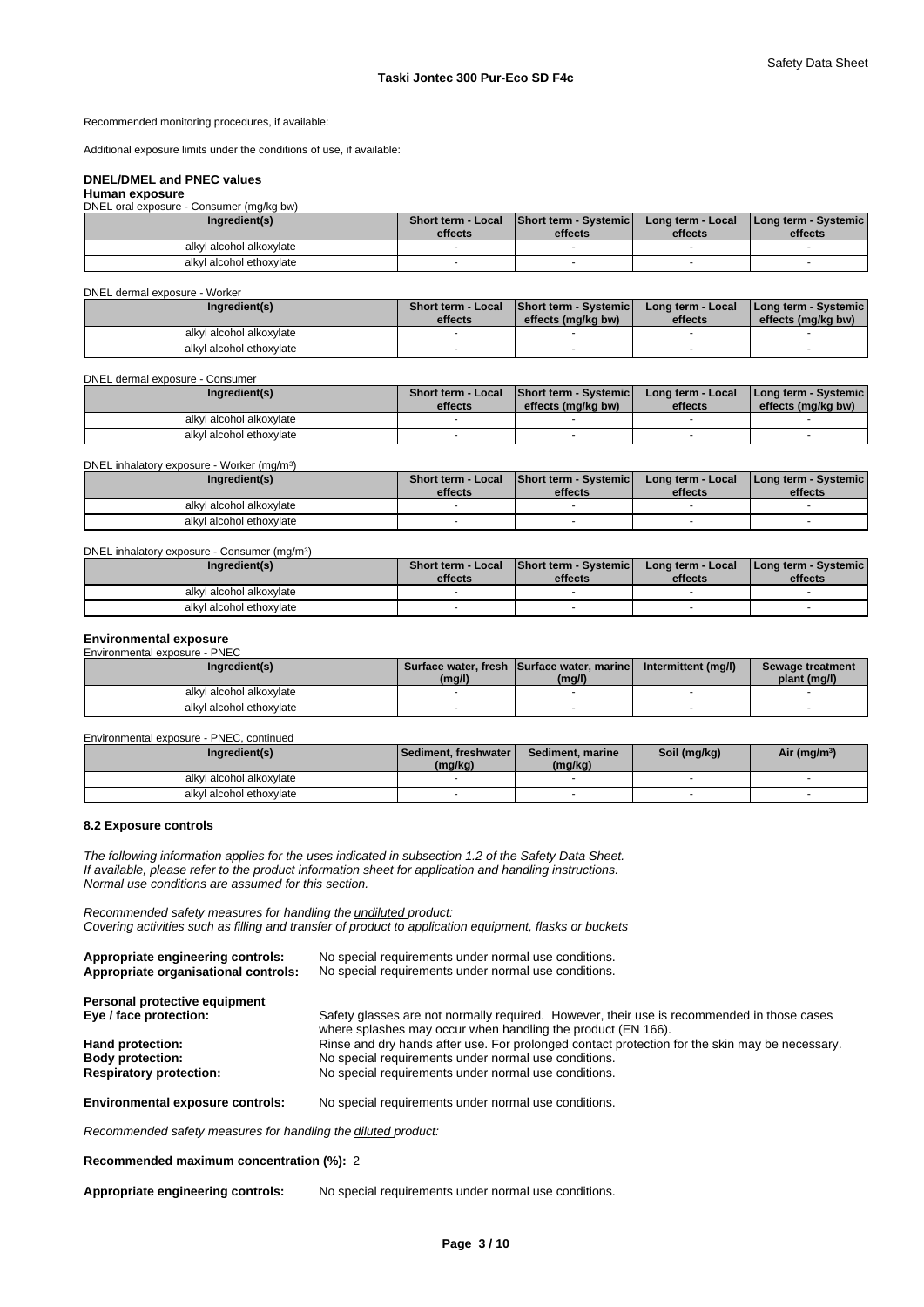Recommended monitoring procedures, if available:

Additional exposure limits under the conditions of use, if available:

### DNEL/DMEL and PNEC values

**Human exposure**

DNEL oral exposure - Consumer (mg/kg bw)

| Ingredient(s) | Short term - Local effects | Short term - Systemic effects | Long term - Local effects | Long term - Systemic effects |
|---|---|---|---|---|
| alkyl alcohol alkoxylate | - | - | - | - |
| alkyl alcohol ethoxylate | - | - | - | - |

DNEL dermal exposure - Worker

| Ingredient(s) | Short term - Local effects | Short term - Systemic effects (mg/kg bw) | Long term - Local effects | Long term - Systemic effects (mg/kg bw) |
|---|---|---|---|---|
| alkyl alcohol alkoxylate | - | - | - | - |
| alkyl alcohol ethoxylate | - | - | - | - |

DNEL dermal exposure - Consumer

| Ingredient(s) | Short term - Local effects | Short term - Systemic effects (mg/kg bw) | Long term - Local effects | Long term - Systemic effects (mg/kg bw) |
|---|---|---|---|---|
| alkyl alcohol alkoxylate | - | - | - | - |
| alkyl alcohol ethoxylate | - | - | - | - |

DNEL inhalatory exposure - Worker (mg/m³)

| Ingredient(s) | Short term - Local effects | Short term - Systemic effects | Long term - Local effects | Long term - Systemic effects |
|---|---|---|---|---|
| alkyl alcohol alkoxylate | - | - | - | - |
| alkyl alcohol ethoxylate | - | - | - | - |

DNEL inhalatory exposure - Consumer (mg/m³)

| Ingredient(s) | Short term - Local effects | Short term - Systemic effects | Long term - Local effects | Long term - Systemic effects |
|---|---|---|---|---|
| alkyl alcohol alkoxylate | - | - | - | - |
| alkyl alcohol ethoxylate | - | - | - | - |

**Environmental exposure**

Environmental exposure - PNEC

| Ingredient(s) | Surface water, fresh (mg/l) | Surface water, marine (mg/l) | Intermittent (mg/l) | Sewage treatment plant (mg/l) |
|---|---|---|---|---|
| alkyl alcohol alkoxylate | - | - | - | - |
| alkyl alcohol ethoxylate | - | - | - | - |

Environmental exposure - PNEC, continued

| Ingredient(s) | Sediment, freshwater (mg/kg) | Sediment, marine (mg/kg) | Soil (mg/kg) | Air (mg/m³) |
|---|---|---|---|---|
| alkyl alcohol alkoxylate | - | - | - | - |
| alkyl alcohol ethoxylate | - | - | - | - |

### 8.2 Exposure controls

*The following information applies for the uses indicated in subsection 1.2 of the Safety Data Sheet.*
*If available, please refer to the product information sheet for application and handling instructions.*
*Normal use conditions are assumed for this section.*

*Recommended safety measures for handling the undiluted product:*
*Covering activities such as filling and transfer of product to application equipment, flasks or buckets*

**Appropriate engineering controls:** No special requirements under normal use conditions.
**Appropriate organisational controls:** No special requirements under normal use conditions.

**Personal protective equipment**
**Eye / face protection:** Safety glasses are not normally required. However, their use is recommended in those cases where splashes may occur when handling the product (EN 166).
**Hand protection:** Rinse and dry hands after use. For prolonged contact protection for the skin may be necessary.
**Body protection:** No special requirements under normal use conditions.
**Respiratory protection:** No special requirements under normal use conditions.

**Environmental exposure controls:** No special requirements under normal use conditions.

*Recommended safety measures for handling the diluted product:*

**Recommended maximum concentration (%):** 2

**Appropriate engineering controls:** No special requirements under normal use conditions.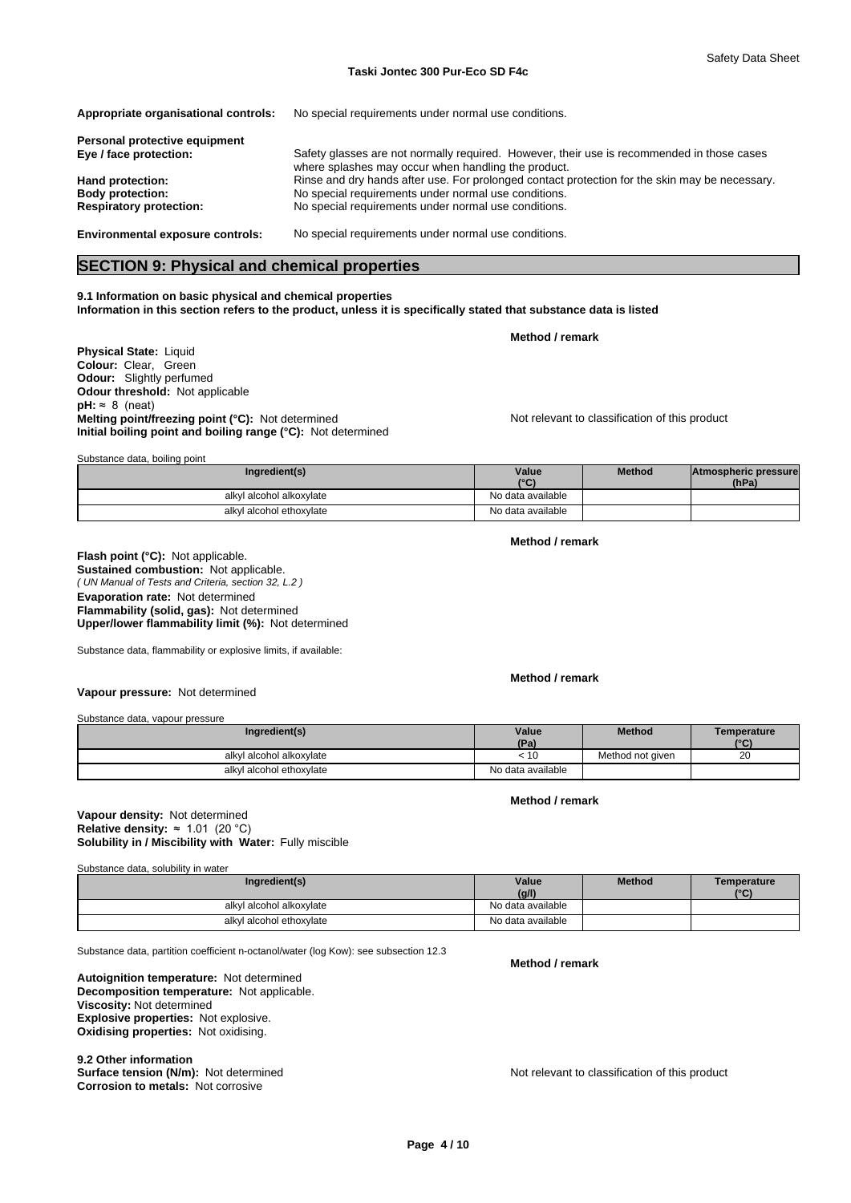**Appropriate organisational controls:** No special requirements under normal use conditions.

**Personal protective equipment**

**Eye / face protection:** Safety glasses are not normally required. However, their use is recommended in those cases where splashes may occur when handling the product.

**Hand protection:** Rinse and dry hands after use. For prolonged contact protection for the skin may be necessary.

**Body protection:** No special requirements under normal use conditions.

**Respiratory protection:** No special requirements under normal use conditions.

**Environmental exposure controls:** No special requirements under normal use conditions.

## SECTION 9: Physical and chemical properties

**9.1 Information on basic physical and chemical properties**
**Information in this section refers to the product, unless it is specifically stated that substance data is listed**

**Method / remark**

**Physical State:** Liquid
**Colour:** Clear, Green
**Odour:** Slightly perfumed
**Odour threshold:** Not applicable
**pH:** ≈ 8 (neat)
**Melting point/freezing point (°C):** Not determined — Not relevant to classification of this product
**Initial boiling point and boiling range (°C):** Not determined

Substance data, boiling point

| Ingredient(s) | Value (°C) | Method | Atmospheric pressure (hPa) |
|---|---|---|---|
| alkyl alcohol alkoxylate | No data available | | |
| alkyl alcohol ethoxylate | No data available | | |

**Method / remark**

**Flash point (°C):** Not applicable.
**Sustained combustion:** Not applicable.
*( UN Manual of Tests and Criteria, section 32, L.2 )*
**Evaporation rate:** Not determined
**Flammability (solid, gas):** Not determined
**Upper/lower flammability limit (%):** Not determined

Substance data, flammability or explosive limits, if available:

**Method / remark**

**Vapour pressure:** Not determined

Substance data, vapour pressure

| Ingredient(s) | Value (Pa) | Method | Temperature (°C) |
|---|---|---|---|
| alkyl alcohol alkoxylate | < 10 | Method not given | 20 |
| alkyl alcohol ethoxylate | No data available | | |

**Method / remark**

**Vapour density:** Not determined
**Relative density:** ≈ 1.01 (20 °C)
**Solubility in / Miscibility with Water:** Fully miscible

Substance data, solubility in water

| Ingredient(s) | Value (g/l) | Method | Temperature (°C) |
|---|---|---|---|
| alkyl alcohol alkoxylate | No data available | | |
| alkyl alcohol ethoxylate | No data available | | |

Substance data, partition coefficient n-octanol/water (log Kow): see subsection 12.3

**Method / remark**

**Autoignition temperature:** Not determined
**Decomposition temperature:** Not applicable.
**Viscosity:** Not determined
**Explosive properties:** Not explosive.
**Oxidising properties:** Not oxidising.

**9.2 Other information**
**Surface tension (N/m):** Not determined — Not relevant to classification of this product
**Corrosion to metals:** Not corrosive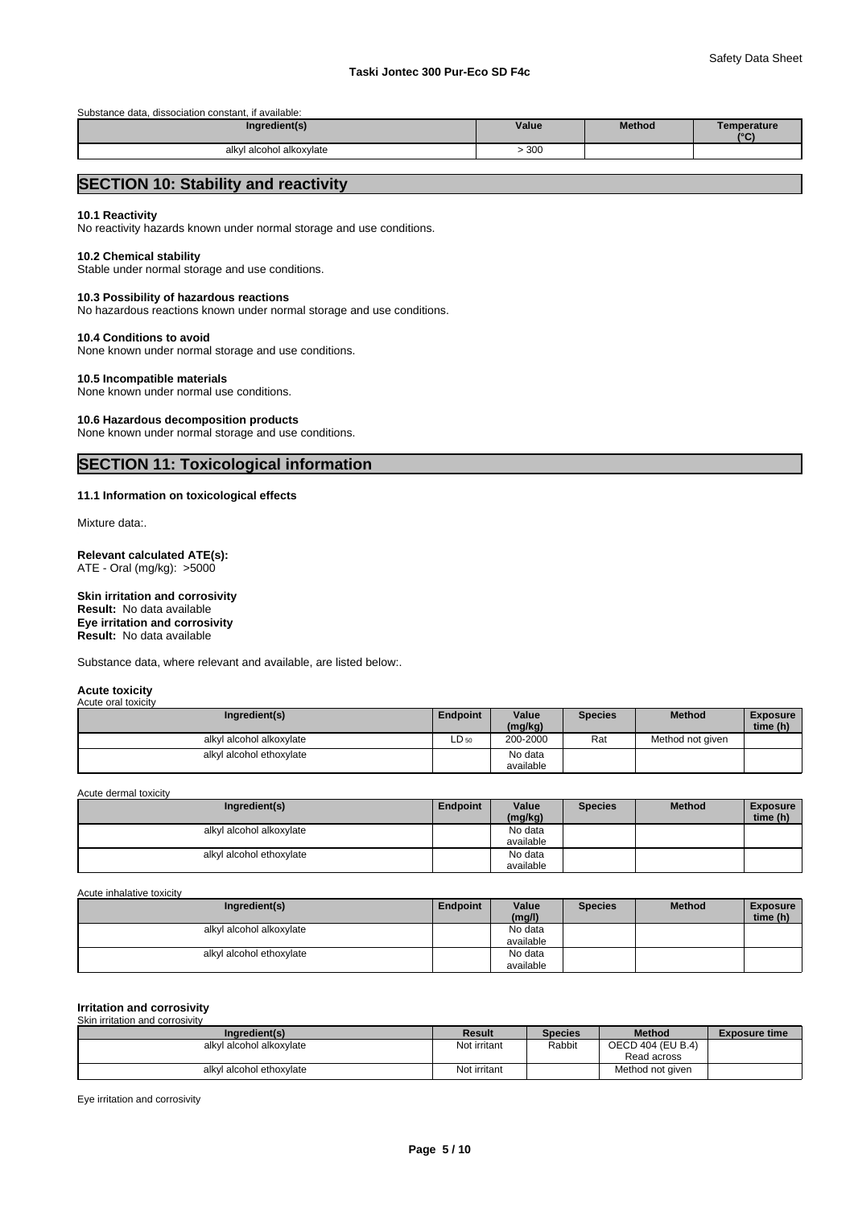Substance data, dissociation constant, if available:

| Ingredient(s) | Value | Method | Temperature (°C) |
| --- | --- | --- | --- |
| alkyl alcohol alkoxylate | > 300 | | |

## SECTION 10: Stability and reactivity

### 10.1 Reactivity

No reactivity hazards known under normal storage and use conditions.

### 10.2 Chemical stability

Stable under normal storage and use conditions.

### 10.3 Possibility of hazardous reactions

No hazardous reactions known under normal storage and use conditions.

### 10.4 Conditions to avoid

None known under normal storage and use conditions.

### 10.5 Incompatible materials

None known under normal use conditions.

### 10.6 Hazardous decomposition products

None known under normal storage and use conditions.

## SECTION 11: Toxicological information

### 11.1 Information on toxicological effects

Mixture data:.

**Relevant calculated ATE(s):**
ATE - Oral (mg/kg): >5000

**Skin irritation and corrosivity**
**Result:** No data available
**Eye irritation and corrosivity**
**Result:** No data available

Substance data, where relevant and available, are listed below:.

**Acute toxicity**

Acute oral toxicity

| Ingredient(s) | Endpoint | Value (mg/kg) | Species | Method | Exposure time (h) |
| --- | --- | --- | --- | --- | --- |
| alkyl alcohol alkoxylate | $LD_{50}$ | 200-2000 | Rat | Method not given | |
| alkyl alcohol ethoxylate | | No data available | | | |

Acute dermal toxicity

| Ingredient(s) | Endpoint | Value (mg/kg) | Species | Method | Exposure time (h) |
| --- | --- | --- | --- | --- | --- |
| alkyl alcohol alkoxylate | | No data available | | | |
| alkyl alcohol ethoxylate | | No data available | | | |

Acute inhalative toxicity

| Ingredient(s) | Endpoint | Value (mg/l) | Species | Method | Exposure time (h) |
| --- | --- | --- | --- | --- | --- |
| alkyl alcohol alkoxylate | | No data available | | | |
| alkyl alcohol ethoxylate | | No data available | | | |

**Irritation and corrosivity**

Skin irritation and corrosivity

| Ingredient(s) | Result | Species | Method | Exposure time |
| --- | --- | --- | --- | --- |
| alkyl alcohol alkoxylate | Not irritant | Rabbit | OECD 404 (EU B.4) Read across | |
| alkyl alcohol ethoxylate | Not irritant | | Method not given | |

Eye irritation and corrosivity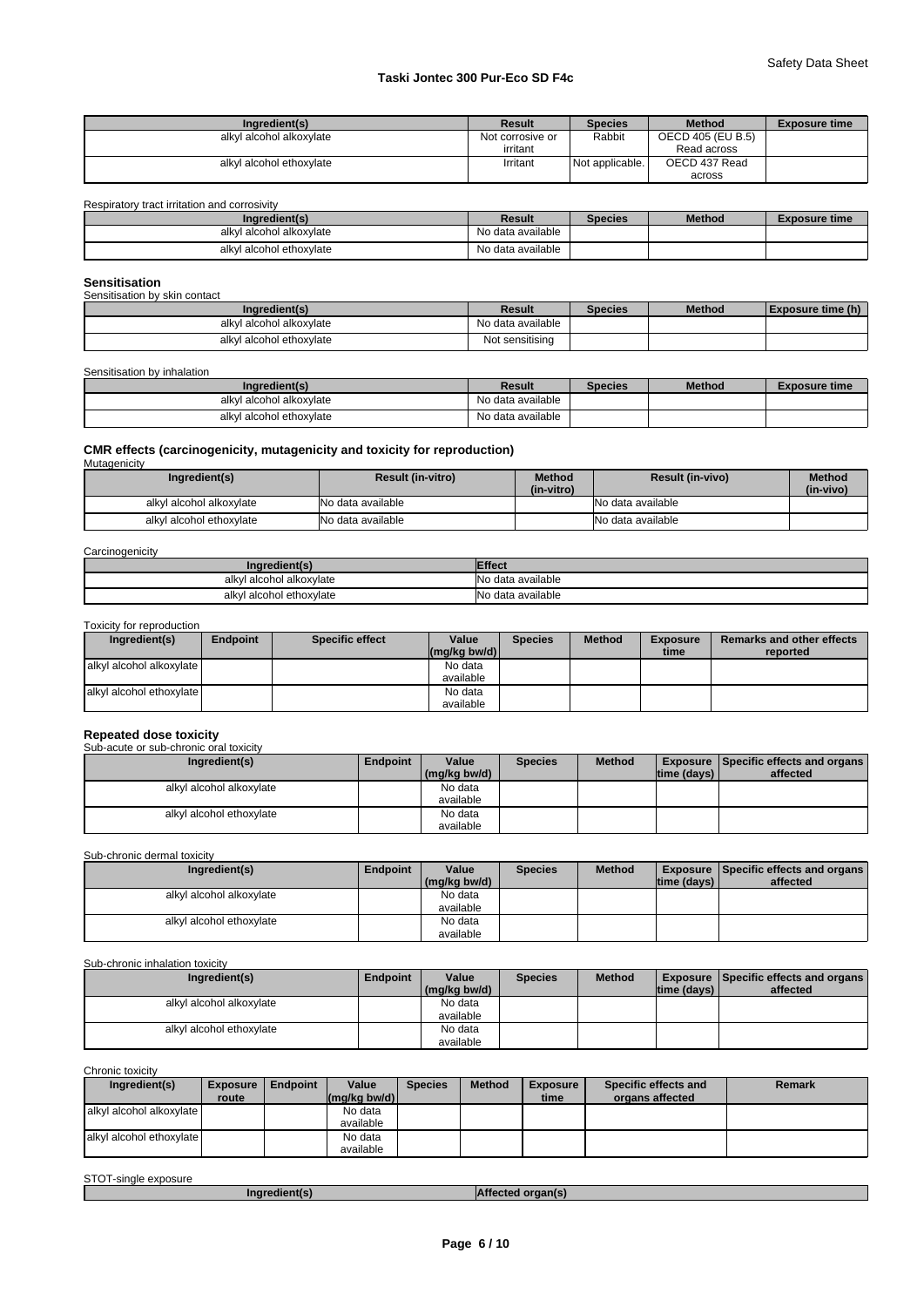| Ingredient(s) | Result | Species | Method | Exposure time |
|---|---|---|---|---|
| alkyl alcohol alkoxylate | Not corrosive or irritant | Rabbit | OECD 405 (EU B.5) Read across | |
| alkyl alcohol ethoxylate | Irritant | Not applicable. | OECD 437 Read across | |

Respiratory tract irritation and corrosivity

| Ingredient(s) | Result | Species | Method | Exposure time |
|---|---|---|---|---|
| alkyl alcohol alkoxylate | No data available | | | |
| alkyl alcohol ethoxylate | No data available | | | |

### Sensitisation

Sensitisation by skin contact

| Ingredient(s) | Result | Species | Method | Exposure time (h) |
|---|---|---|---|---|
| alkyl alcohol alkoxylate | No data available | | | |
| alkyl alcohol ethoxylate | Not sensitising | | | |

Sensitisation by inhalation

| Ingredient(s) | Result | Species | Method | Exposure time |
|---|---|---|---|---|
| alkyl alcohol alkoxylate | No data available | | | |
| alkyl alcohol ethoxylate | No data available | | | |

### CMR effects (carcinogenicity, mutagenicity and toxicity for reproduction)

Mutagenicity

| Ingredient(s) | Result (in-vitro) | Method (in-vitro) | Result (in-vivo) | Method (in-vivo) |
|---|---|---|---|---|
| alkyl alcohol alkoxylate | No data available | | No data available | |
| alkyl alcohol ethoxylate | No data available | | No data available | |

Carcinogenicity

| Ingredient(s) | Effect |
|---|---|
| alkyl alcohol alkoxylate | No data available |
| alkyl alcohol ethoxylate | No data available |

Toxicity for reproduction

| Ingredient(s) | Endpoint | Specific effect | Value (mg/kg bw/d) | Species | Method | Exposure time | Remarks and other effects reported |
|---|---|---|---|---|---|---|---|
| alkyl alcohol alkoxylate | | | No data available | | | | |
| alkyl alcohol ethoxylate | | | No data available | | | | |

### Repeated dose toxicity

Sub-acute or sub-chronic oral toxicity

| Ingredient(s) | Endpoint | Value (mg/kg bw/d) | Species | Method | Exposure time (days) | Specific effects and organs affected |
|---|---|---|---|---|---|---|
| alkyl alcohol alkoxylate | | No data available | | | | |
| alkyl alcohol ethoxylate | | No data available | | | | |

Sub-chronic dermal toxicity

| Ingredient(s) | Endpoint | Value (mg/kg bw/d) | Species | Method | Exposure time (days) | Specific effects and organs affected |
|---|---|---|---|---|---|---|
| alkyl alcohol alkoxylate | | No data available | | | | |
| alkyl alcohol ethoxylate | | No data available | | | | |

Sub-chronic inhalation toxicity

| Ingredient(s) | Endpoint | Value (mg/kg bw/d) | Species | Method | Exposure time (days) | Specific effects and organs affected |
|---|---|---|---|---|---|---|
| alkyl alcohol alkoxylate | | No data available | | | | |
| alkyl alcohol ethoxylate | | No data available | | | | |

Chronic toxicity

| Ingredient(s) | Exposure route | Endpoint | Value (mg/kg bw/d) | Species | Method | Exposure time | Specific effects and organs affected | Remark |
|---|---|---|---|---|---|---|---|---|
| alkyl alcohol alkoxylate | | | No data available | | | | | |
| alkyl alcohol ethoxylate | | | No data available | | | | | |

STOT-single exposure

| Ingredient(s) | Affected organ(s) |
|---|---|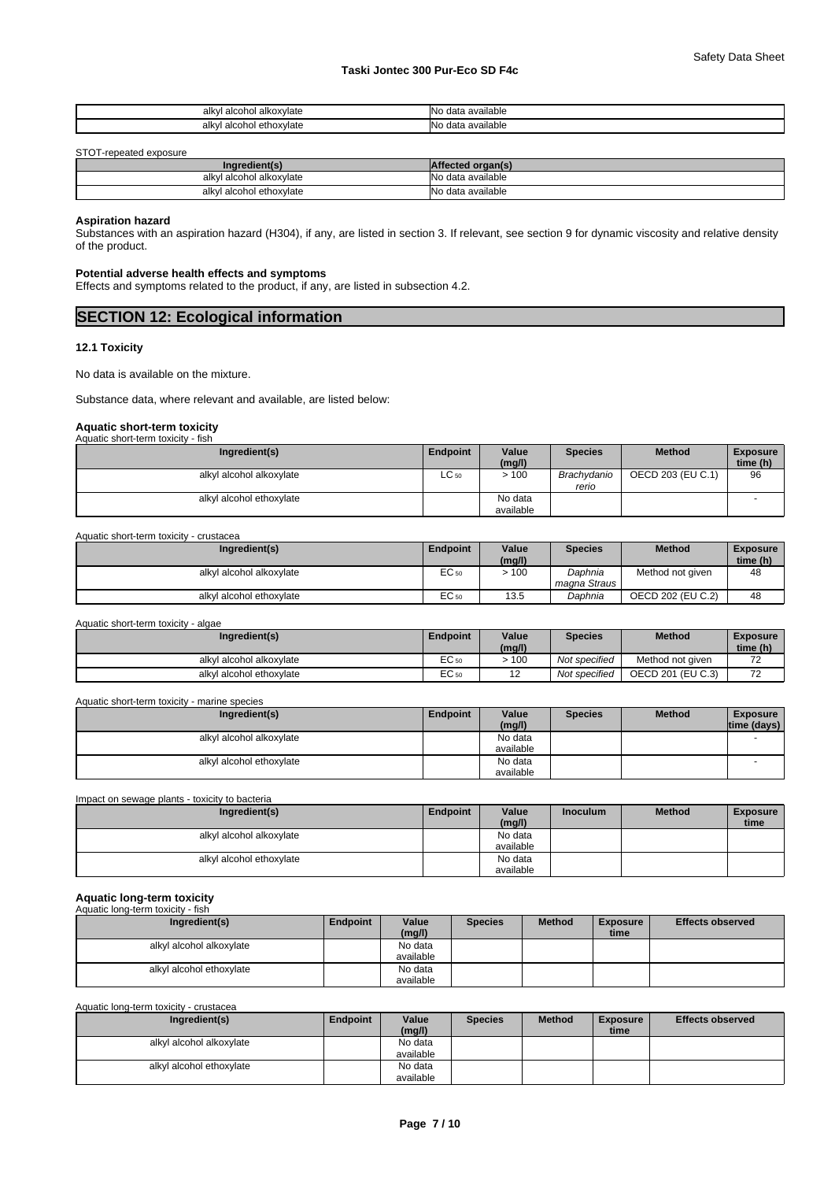| alkyl alcohol alkoxylate | No data available |
|---|---|
| alkyl alcohol ethoxylate | No data available |

STOT-repeated exposure

| Ingredient(s) | Affected organ(s) |
|---|---|
| alkyl alcohol alkoxylate | No data available |
| alkyl alcohol ethoxylate | No data available |

**Aspiration hazard**

Substances with an aspiration hazard (H304), if any, are listed in section 3. If relevant, see section 9 for dynamic viscosity and relative density of the product.

**Potential adverse health effects and symptoms**

Effects and symptoms related to the product, if any, are listed in subsection 4.2.

## SECTION 12: Ecological information

### 12.1 Toxicity

No data is available on the mixture.

Substance data, where relevant and available, are listed below:

**Aquatic short-term toxicity**

Aquatic short-term toxicity - fish

| Ingredient(s) | Endpoint | Value (mg/l) | Species | Method | Exposure time (h) |
|---|---|---|---|---|---|
| alkyl alcohol alkoxylate | $LC_{50}$ | > 100 | *Brachydanio rerio* | OECD 203 (EU C.1) | 96 |
| alkyl alcohol ethoxylate | | No data available | | | - |

Aquatic short-term toxicity - crustacea

| Ingredient(s) | Endpoint | Value (mg/l) | Species | Method | Exposure time (h) |
|---|---|---|---|---|---|
| alkyl alcohol alkoxylate | $EC_{50}$ | > 100 | *Daphnia magna Straus* | Method not given | 48 |
| alkyl alcohol ethoxylate | $EC_{50}$ | 13.5 | *Daphnia* | OECD 202 (EU C.2) | 48 |

Aquatic short-term toxicity - algae

| Ingredient(s) | Endpoint | Value (mg/l) | Species | Method | Exposure time (h) |
|---|---|---|---|---|---|
| alkyl alcohol alkoxylate | $EC_{50}$ | > 100 | *Not specified* | Method not given | 72 |
| alkyl alcohol ethoxylate | $EC_{50}$ | 12 | *Not specified* | OECD 201 (EU C.3) | 72 |

Aquatic short-term toxicity - marine species

| Ingredient(s) | Endpoint | Value (mg/l) | Species | Method | Exposure time (days) |
|---|---|---|---|---|---|
| alkyl alcohol alkoxylate | | No data available | | | - |
| alkyl alcohol ethoxylate | | No data available | | | - |

Impact on sewage plants - toxicity to bacteria

| Ingredient(s) | Endpoint | Value (mg/l) | Inoculum | Method | Exposure time |
|---|---|---|---|---|---|
| alkyl alcohol alkoxylate | | No data available | | | |
| alkyl alcohol ethoxylate | | No data available | | | |

**Aquatic long-term toxicity**

Aquatic long-term toxicity - fish

| Ingredient(s) | Endpoint | Value (mg/l) | Species | Method | Exposure time | Effects observed |
|---|---|---|---|---|---|---|
| alkyl alcohol alkoxylate | | No data available | | | | |
| alkyl alcohol ethoxylate | | No data available | | | | |

Aquatic long-term toxicity - crustacea

| Ingredient(s) | Endpoint | Value (mg/l) | Species | Method | Exposure time | Effects observed |
|---|---|---|---|---|---|---|
| alkyl alcohol alkoxylate | | No data available | | | | |
| alkyl alcohol ethoxylate | | No data available | | | | |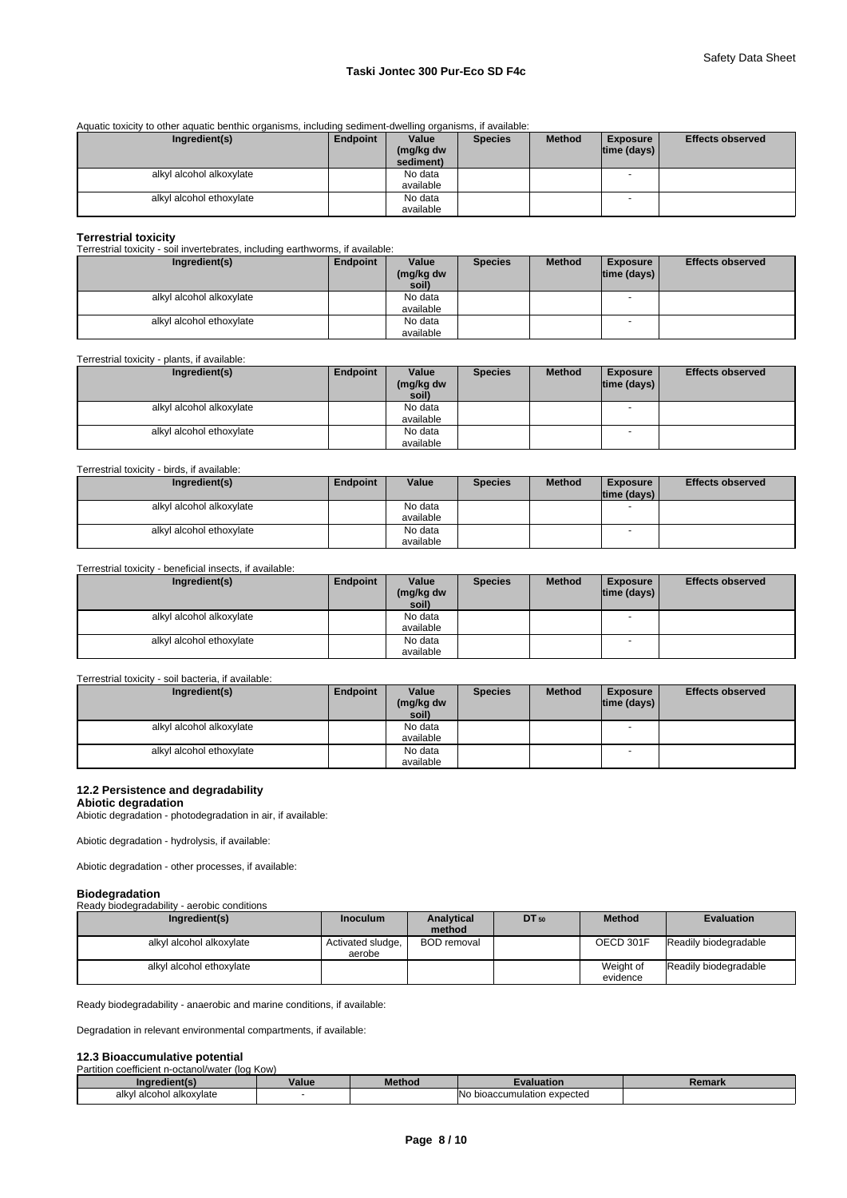Aquatic toxicity to other aquatic benthic organisms, including sediment-dwelling organisms, if available:

| Ingredient(s) | Endpoint | Value (mg/kg dw sediment) | Species | Method | Exposure time (days) | Effects observed |
|---|---|---|---|---|---|---|
| alkyl alcohol alkoxylate | | No data available | | | - | |
| alkyl alcohol ethoxylate | | No data available | | | - | |

**Terrestrial toxicity**

Terrestrial toxicity - soil invertebrates, including earthworms, if available:

| Ingredient(s) | Endpoint | Value (mg/kg dw soil) | Species | Method | Exposure time (days) | Effects observed |
|---|---|---|---|---|---|---|
| alkyl alcohol alkoxylate | | No data available | | | - | |
| alkyl alcohol ethoxylate | | No data available | | | - | |

Terrestrial toxicity - plants, if available:

| Ingredient(s) | Endpoint | Value (mg/kg dw soil) | Species | Method | Exposure time (days) | Effects observed |
|---|---|---|---|---|---|---|
| alkyl alcohol alkoxylate | | No data available | | | - | |
| alkyl alcohol ethoxylate | | No data available | | | - | |

Terrestrial toxicity - birds, if available:

| Ingredient(s) | Endpoint | Value | Species | Method | Exposure time (days) | Effects observed |
|---|---|---|---|---|---|---|
| alkyl alcohol alkoxylate | | No data available | | | - | |
| alkyl alcohol ethoxylate | | No data available | | | - | |

Terrestrial toxicity - beneficial insects, if available:

| Ingredient(s) | Endpoint | Value (mg/kg dw soil) | Species | Method | Exposure time (days) | Effects observed |
|---|---|---|---|---|---|---|
| alkyl alcohol alkoxylate | | No data available | | | - | |
| alkyl alcohol ethoxylate | | No data available | | | - | |

Terrestrial toxicity - soil bacteria, if available:

| Ingredient(s) | Endpoint | Value (mg/kg dw soil) | Species | Method | Exposure time (days) | Effects observed |
|---|---|---|---|---|---|---|
| alkyl alcohol alkoxylate | | No data available | | | - | |
| alkyl alcohol ethoxylate | | No data available | | | - | |

### 12.2 Persistence and degradability

**Abiotic degradation**

Abiotic degradation - photodegradation in air, if available:

Abiotic degradation - hydrolysis, if available:

Abiotic degradation - other processes, if available:

**Biodegradation**

Ready biodegradability - aerobic conditions

| Ingredient(s) | Inoculum | Analytical method | $DT_{50}$ | Method | Evaluation |
|---|---|---|---|---|---|
| alkyl alcohol alkoxylate | Activated sludge, aerobe | BOD removal | | OECD 301F | Readily biodegradable |
| alkyl alcohol ethoxylate | | | | Weight of evidence | Readily biodegradable |

Ready biodegradability - anaerobic and marine conditions, if available:

Degradation in relevant environmental compartments, if available:

### 12.3 Bioaccumulative potential

Partition coefficient n-octanol/water (log Kow)

| Ingredient(s) | Value | Method | Evaluation | Remark |
|---|---|---|---|---|
| alkyl alcohol alkoxylate | - | | No bioaccumulation expected | |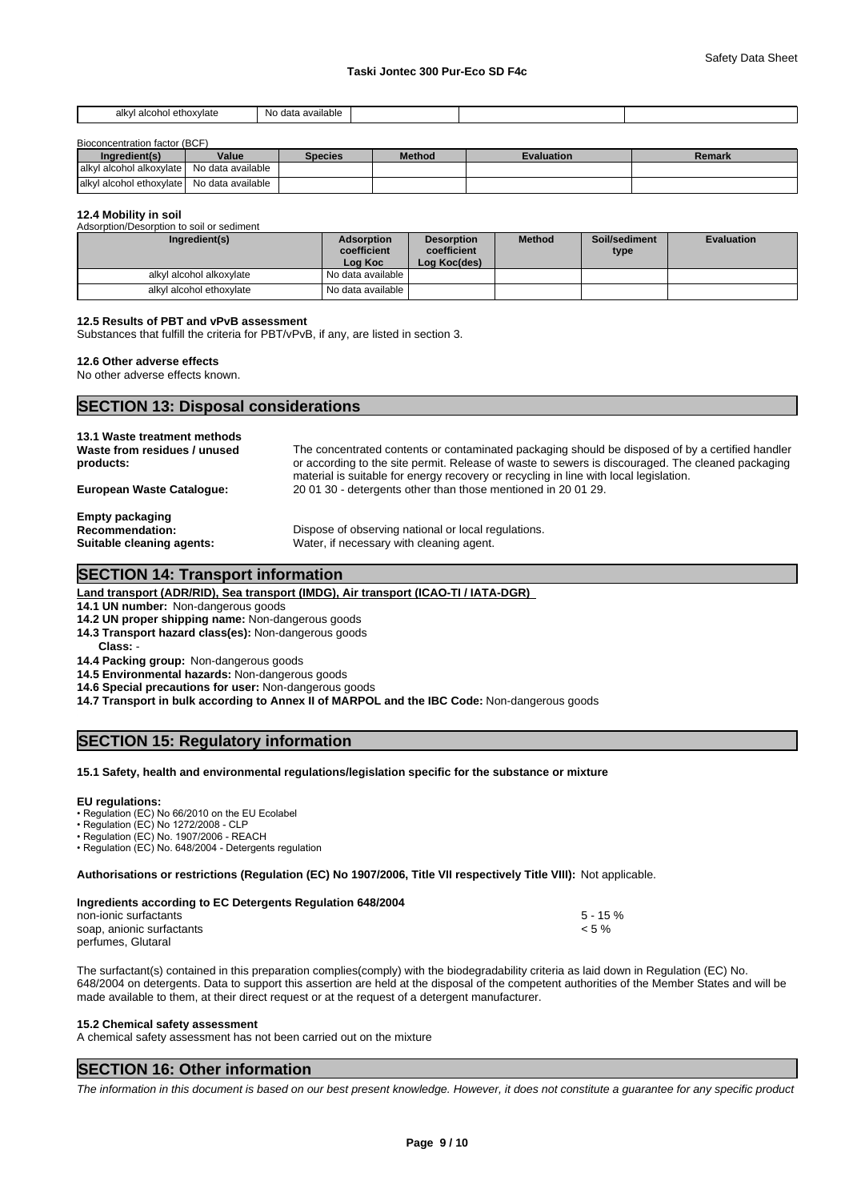| alkyl alcohol ethoxylate | No data available | | | |
|---|---|---|---|---|

Bioconcentration factor (BCF)

| Ingredient(s) | Value | Species | Method | Evaluation | Remark |
|---|---|---|---|---|---|
| alkyl alcohol alkoxylate | No data available | | | | |
| alkyl alcohol ethoxylate | No data available | | | | |

#### 12.4 Mobility in soil

Adsorption/Desorption to soil or sediment

| Ingredient(s) | Adsorption coefficient Log Koc | Desorption coefficient Log Koc(des) | Method | Soil/sediment type | Evaluation |
|---|---|---|---|---|---|
| alkyl alcohol alkoxylate | No data available | | | | |
| alkyl alcohol ethoxylate | No data available | | | | |

#### 12.5 Results of PBT and vPvB assessment

Substances that fulfill the criteria for PBT/vPvB, if any, are listed in section 3.

#### 12.6 Other adverse effects

No other adverse effects known.

## SECTION 13: Disposal considerations

#### 13.1 Waste treatment methods

**Waste from residues / unused products:** The concentrated contents or contaminated packaging should be disposed of by a certified handler or according to the site permit. Release of waste to sewers is discouraged. The cleaned packaging material is suitable for energy recovery or recycling in line with local legislation.

**European Waste Catalogue:** 20 01 30 - detergents other than those mentioned in 20 01 29.

**Empty packaging**

**Recommendation:** Dispose of observing national or local regulations.

**Suitable cleaning agents:** Water, if necessary with cleaning agent.

## SECTION 14: Transport information

**Land transport (ADR/RID), Sea transport (IMDG), Air transport (ICAO-TI / IATA-DGR)**

**14.1 UN number:** Non-dangerous goods

**14.2 UN proper shipping name:** Non-dangerous goods

**14.3 Transport hazard class(es):** Non-dangerous goods

**Class:** -

**14.4 Packing group:** Non-dangerous goods

**14.5 Environmental hazards:** Non-dangerous goods

**14.6 Special precautions for user:** Non-dangerous goods

**14.7 Transport in bulk according to Annex II of MARPOL and the IBC Code:** Non-dangerous goods

## SECTION 15: Regulatory information

#### 15.1 Safety, health and environmental regulations/legislation specific for the substance or mixture

**EU regulations:**

- Regulation (EC) No 66/2010 on the EU Ecolabel
- Regulation (EC) No 1272/2008 - CLP
- Regulation (EC) No. 1907/2006 - REACH
- Regulation (EC) No. 648/2004 - Detergents regulation

**Authorisations or restrictions (Regulation (EC) No 1907/2006, Title VII respectively Title VIII):** Not applicable.

**Ingredients according to EC Detergents Regulation 648/2004**

| | |
|---|---|
| non-ionic surfactants | 5 - 15 % |
| soap, anionic surfactants | < 5 % |
| perfumes, Glutaral | |

The surfactant(s) contained in this preparation complies(comply) with the biodegradability criteria as laid down in Regulation (EC) No. 648/2004 on detergents. Data to support this assertion are held at the disposal of the competent authorities of the Member States and will be made available to them, at their direct request or at the request of a detergent manufacturer.

#### 15.2 Chemical safety assessment

A chemical safety assessment has not been carried out on the mixture

## SECTION 16: Other information

*The information in this document is based on our best present knowledge. However, it does not constitute a guarantee for any specific product*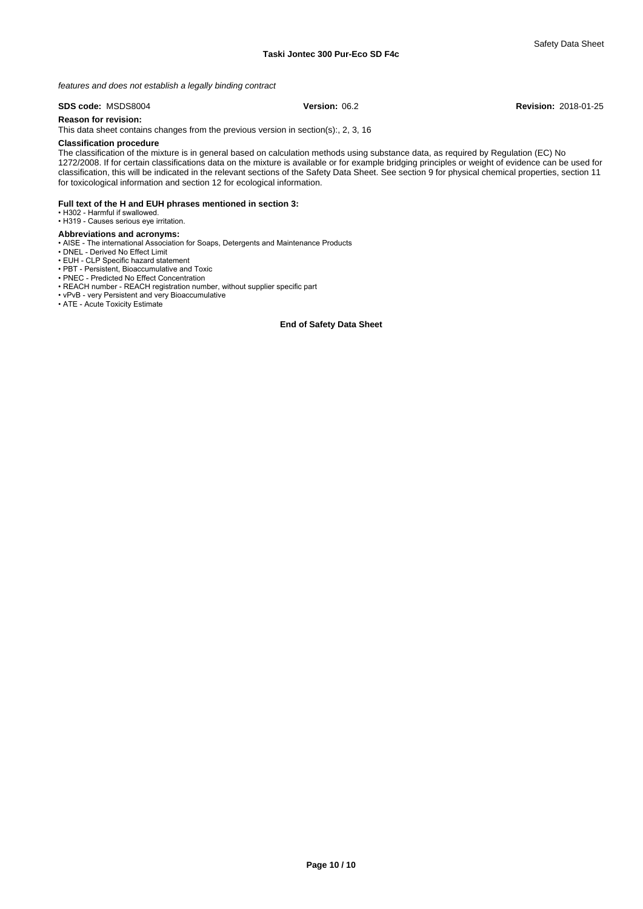*features and does not establish a legally binding contract*

**SDS code:** MSDS8004 **Version:** 06.2 **Revision:** 2018-01-25

**Reason for revision:**

This data sheet contains changes from the previous version in section(s):, 2, 3, 16

**Classification procedure**

The classification of the mixture is in general based on calculation methods using substance data, as required by Regulation (EC) No 1272/2008. If for certain classifications data on the mixture is available or for example bridging principles or weight of evidence can be used for classification, this will be indicated in the relevant sections of the Safety Data Sheet. See section 9 for physical chemical properties, section 11 for toxicological information and section 12 for ecological information.

**Full text of the H and EUH phrases mentioned in section 3:**

- H302 - Harmful if swallowed.
- H319 - Causes serious eye irritation.

**Abbreviations and acronyms:**

- AISE - The international Association for Soaps, Detergents and Maintenance Products
- DNEL - Derived No Effect Limit
- EUH - CLP Specific hazard statement
- PBT - Persistent, Bioaccumulative and Toxic
- PNEC - Predicted No Effect Concentration
- REACH number - REACH registration number, without supplier specific part
- vPvB - very Persistent and very Bioaccumulative
- ATE - Acute Toxicity Estimate

**End of Safety Data Sheet**